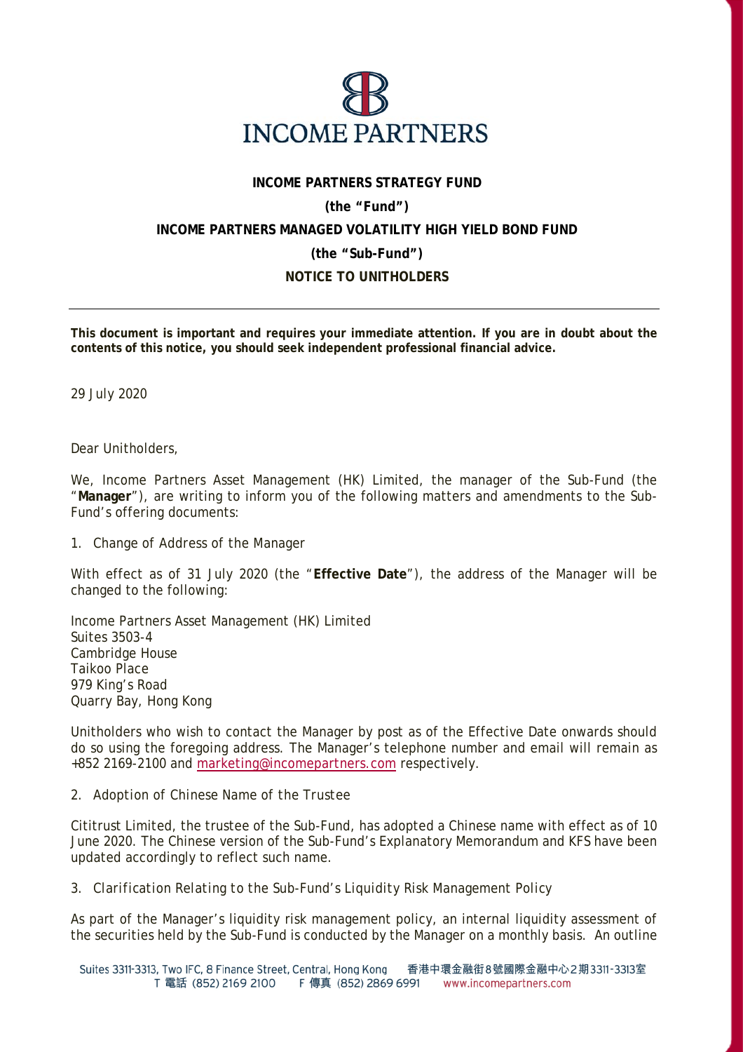**INCOME PARTNERS STRATEGY FUND**

**(the "Fund")**

**INCOME PARTNERS MANAGED VOLATILITY HIGH YIELD BOND FUND**

**(the "Sub-Fund")**

**NOTICE TO UNITHOLDERS**

---

**This document is important and requires your immediate attention. If you are in doubt about the contents of this notice, you should seek independent professional financial advice.**

29 July 2020

Dear Unitholders,

We, Income Partners Asset Management (HK) Limited, the manager of the Sub-Fund (the "**Manager**"), are writing to inform you of the following matters and amendments to the Sub-Fund's offering documents:

1. Change of Address of the Manager

With effect as of 31 July 2020 (the "**Effective Date**"), the address of the Manager will be changed to the following:

Income Partners Asset Management (HK) Limited
Suites 3503-4
Cambridge House
Taikoo Place
979 King's Road
Quarry Bay, Hong Kong

Unitholders who wish to contact the Manager by post as of the Effective Date onwards should do so using the foregoing address. The Manager's telephone number and email will remain as +852 2169-2100 and marketing@incomepartners.com respectively.

2. Adoption of Chinese Name of the Trustee

Cititrust Limited, the trustee of the Sub-Fund, has adopted a Chinese name with effect as of 10 June 2020. The Chinese version of the Sub-Fund's Explanatory Memorandum and KFS have been updated accordingly to reflect such name.

3. Clarification Relating to the Sub-Fund's Liquidity Risk Management Policy

As part of the Manager's liquidity risk management policy, an internal liquidity assessment of the securities held by the Sub-Fund is conducted by the Manager on a monthly basis. An outline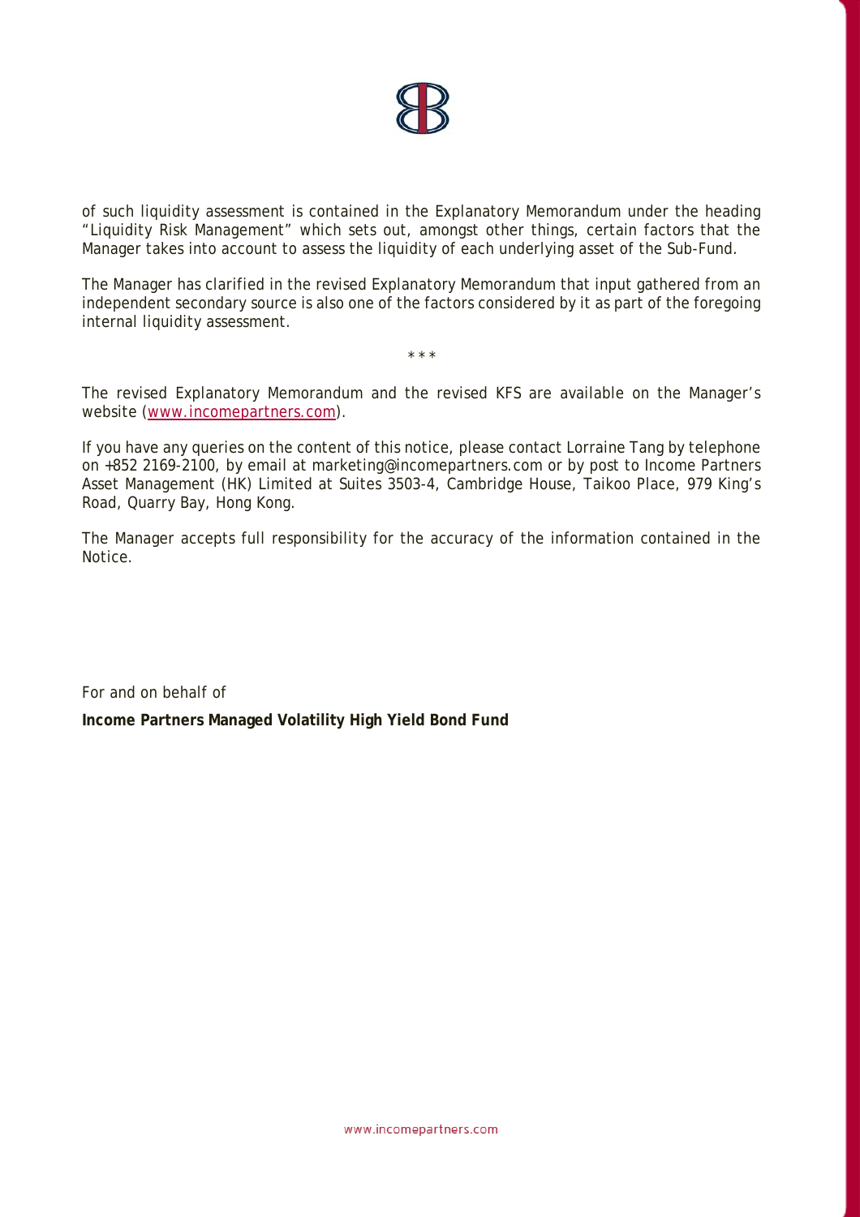of such liquidity assessment is contained in the Explanatory Memorandum under the heading "Liquidity Risk Management" which sets out, amongst other things, certain factors that the Manager takes into account to assess the liquidity of each underlying asset of the Sub-Fund.

The Manager has clarified in the revised Explanatory Memorandum that input gathered from an independent secondary source is also one of the factors considered by it as part of the foregoing internal liquidity assessment.

\* \* \*

The revised Explanatory Memorandum and the revised KFS are available on the Manager's website (www.incomepartners.com).

If you have any queries on the content of this notice, please contact Lorraine Tang by telephone on +852 2169-2100, by email at marketing@incomepartners.com or by post to Income Partners Asset Management (HK) Limited at Suites 3503-4, Cambridge House, Taikoo Place, 979 King's Road, Quarry Bay, Hong Kong.

The Manager accepts full responsibility for the accuracy of the information contained in the Notice.

For and on behalf of

**Income Partners Managed Volatility High Yield Bond Fund**